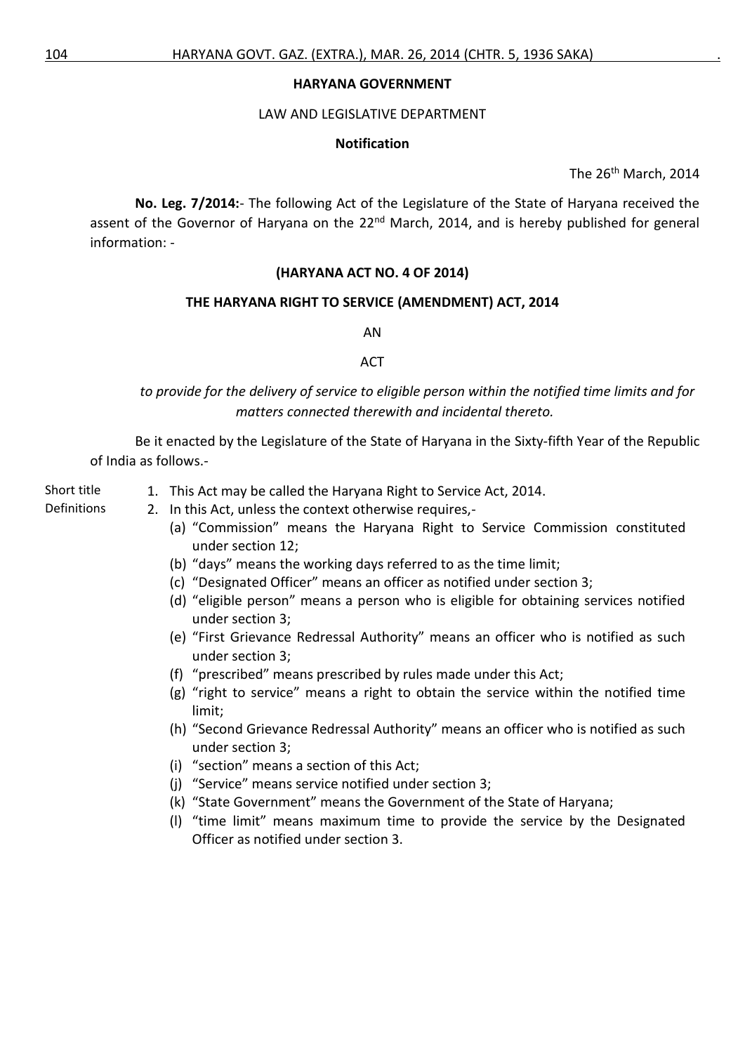**HARYANA GOVERNMENT**

LAW AND LEGISLATIVE DEPARTMENT

**Notification**

The 26th March, 2014

**No. Leg. 7/2014:**- The following Act of the Legislature of the State of Haryana received the assent of the Governor of Haryana on the 22nd March, 2014, and is hereby published for general information: -

**(HARYANA ACT NO. 4 OF 2014)**

**THE HARYANA RIGHT TO SERVICE (AMENDMENT) ACT, 2014**

AN

ACT

*to provide for the delivery of service to eligible person within the notified time limits and for matters connected therewith and incidental thereto.*

Be it enacted by the Legislature of the State of Haryana in the Sixty-fifth Year of the Republic of India as follows.-

Short title

1. This Act may be called the Haryana Right to Service Act, 2014.

Definitions

2. In this Act, unless the context otherwise requires,-
   - (a) "Commission" means the Haryana Right to Service Commission constituted under section 12;
   - (b) "days" means the working days referred to as the time limit;
   - (c) "Designated Officer" means an officer as notified under section 3;
   - (d) "eligible person" means a person who is eligible for obtaining services notified under section 3;
   - (e) "First Grievance Redressal Authority" means an officer who is notified as such under section 3;
   - (f) "prescribed" means prescribed by rules made under this Act;
   - (g) "right to service" means a right to obtain the service within the notified time limit;
   - (h) "Second Grievance Redressal Authority" means an officer who is notified as such under section 3;
   - (i) "section" means a section of this Act;
   - (j) "Service" means service notified under section 3;
   - (k) "State Government" means the Government of the State of Haryana;
   - (l) "time limit" means maximum time to provide the service by the Designated Officer as notified under section 3.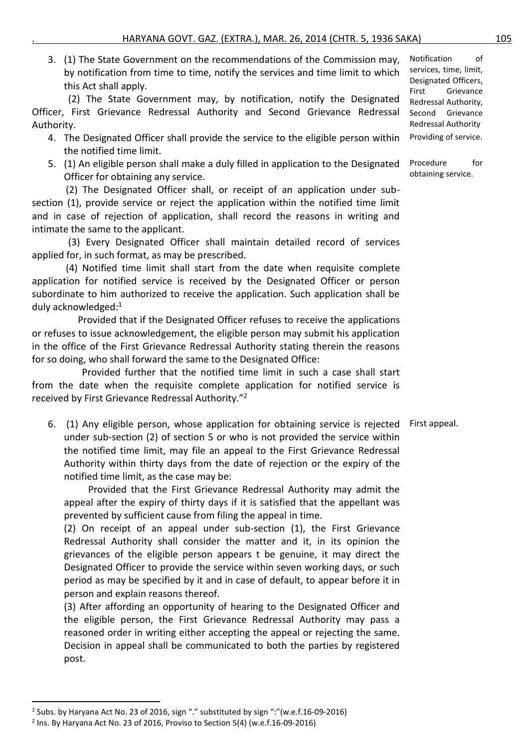3. (1) The State Government on the recommendations of the Commission may, by notification from time to time, notify the services and time limit to which this Act shall apply.

*Notification of services, time, limit, Designated Officers, First Grievance Redressal Authority, Second Grievance Redressal Authority*

(2) The State Government may, by notification, notify the Designated Officer, First Grievance Redressal Authority and Second Grievance Redressal Authority.

4. The Designated Officer shall provide the service to the eligible person within the notified time limit.

*Providing of service.*

5. (1) An eligible person shall make a duly filled in application to the Designated Officer for obtaining any service.

*Procedure for obtaining service.*

(2) The Designated Officer shall, or receipt of an application under sub-section (1), provide service or reject the application within the notified time limit and in case of rejection of application, shall record the reasons in writing and intimate the same to the applicant.

(3) Every Designated Officer shall maintain detailed record of services applied for, in such format, as may be prescribed.

(4) Notified time limit shall start from the date when requisite complete application for notified service is received by the Designated Officer or person subordinate to him authorized to receive the application. Such application shall be duly acknowledged:[1]

Provided that if the Designated Officer refuses to receive the applications or refuses to issue acknowledgement, the eligible person may submit his application in the office of the First Grievance Redressal Authority stating therein the reasons for so doing, who shall forward the same to the Designated Office:

Provided further that the notified time limit in such a case shall start from the date when the requisite complete application for notified service is received by First Grievance Redressal Authority."[2]

6. (1) Any eligible person, whose application for obtaining service is rejected under sub-section (2) of section 5 or who is not provided the service within the notified time limit, may file an appeal to the First Grievance Redressal Authority within thirty days from the date of rejection or the expiry of the notified time limit, as the case may be:

*First appeal.*

Provided that the First Grievance Redressal Authority may admit the appeal after the expiry of thirty days if it is satisfied that the appellant was prevented by sufficient cause from filing the appeal in time.

(2) On receipt of an appeal under sub-section (1), the First Grievance Redressal Authority shall consider the matter and it, in its opinion the grievances of the eligible person appears t be genuine, it may direct the Designated Officer to provide the service within seven working days, or such period as may be specified by it and in case of default, to appear before it in person and explain reasons thereof.

(3) After affording an opportunity of hearing to the Designated Officer and the eligible person, the First Grievance Redressal Authority may pass a reasoned order in writing either accepting the appeal or rejecting the same. Decision in appeal shall be communicated to both the parties by registered post.

---

[1] Subs. by Haryana Act No. 23 of 2016, sign "." substituted by sign ":"(w.e.f.16-09-2016)

[2] Ins. By Haryana Act No. 23 of 2016, Proviso to Section 5(4) (w.e.f.16-09-2016)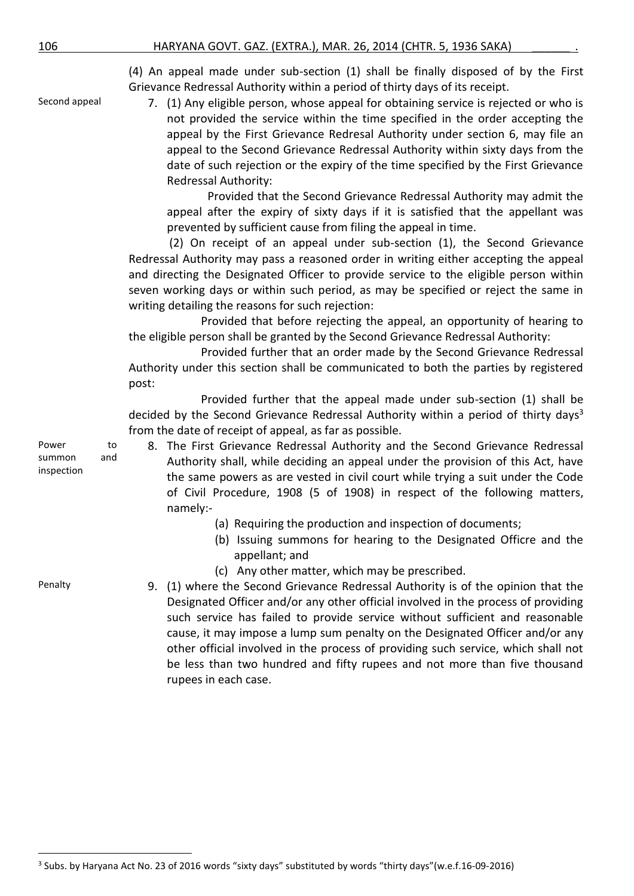(4) An appeal made under sub-section (1) shall be finally disposed of by the First Grievance Redressal Authority within a period of thirty days of its receipt.

Second appeal

7. (1) Any eligible person, whose appeal for obtaining service is rejected or who is not provided the service within the time specified in the order accepting the appeal by the First Grievance Redressal Authority under section 6, may file an appeal to the Second Grievance Redressal Authority within sixty days from the date of such rejection or the expiry of the time specified by the First Grievance Redressal Authority:

Provided that the Second Grievance Redressal Authority may admit the appeal after the expiry of sixty days if it is satisfied that the appellant was prevented by sufficient cause from filing the appeal in time.

(2) On receipt of an appeal under sub-section (1), the Second Grievance Redressal Authority may pass a reasoned order in writing either accepting the appeal and directing the Designated Officer to provide service to the eligible person within seven working days or within such period, as may be specified or reject the same in writing detailing the reasons for such rejection:

Provided that before rejecting the appeal, an opportunity of hearing to the eligible person shall be granted by the Second Grievance Redressal Authority:

Provided further that an order made by the Second Grievance Redressal Authority under this section shall be communicated to both the parties by registered post:

Provided further that the appeal made under sub-section (1) shall be decided by the Second Grievance Redressal Authority within a period of thirty days[3] from the date of receipt of appeal, as far as possible.

Power to summon and inspection

8. The First Grievance Redressal Authority and the Second Grievance Redressal Authority shall, while deciding an appeal under the provision of this Act, have the same powers as are vested in civil court while trying a suit under the Code of Civil Procedure, 1908 (5 of 1908) in respect of the following matters, namely:-

   (a) Requiring the production and inspection of documents;
   (b) Issuing summons for hearing to the Designated Officre and the appellant; and
   (c) Any other matter, which may be prescribed.

Penalty

9. (1) where the Second Grievance Redressal Authority is of the opinion that the Designated Officer and/or any other official involved in the process of providing such service has failed to provide service without sufficient and reasonable cause, it may impose a lump sum penalty on the Designated Officer and/or any other official involved in the process of providing such service, which shall not be less than two hundred and fifty rupees and not more than five thousand rupees in each case.

---

[3] Subs. by Haryana Act No. 23 of 2016 words "sixty days" substituted by words "thirty days"(w.e.f.16-09-2016)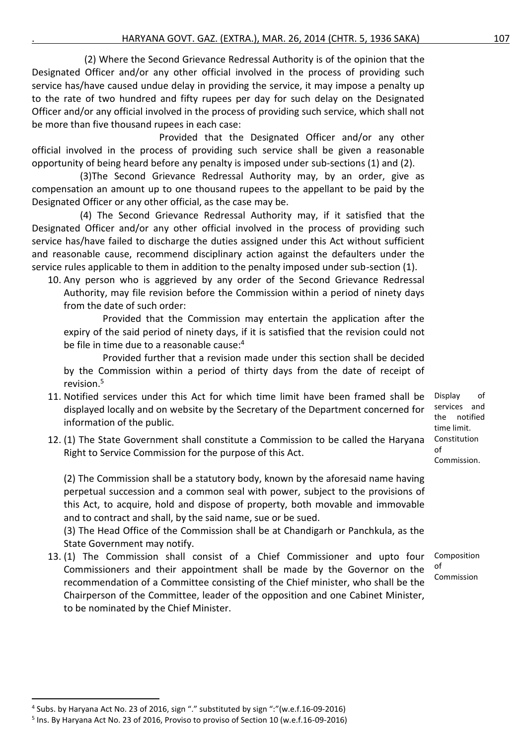(2) Where the Second Grievance Redressal Authority is of the opinion that the Designated Officer and/or any other official involved in the process of providing such service has/have caused undue delay in providing the service, it may impose a penalty up to the rate of two hundred and fifty rupees per day for such delay on the Designated Officer and/or any official involved in the process of providing such service, which shall not be more than five thousand rupees in each case:

Provided that the Designated Officer and/or any other official involved in the process of providing such service shall be given a reasonable opportunity of being heard before any penalty is imposed under sub-sections (1) and (2).

(3)The Second Grievance Redressal Authority may, by an order, give as compensation an amount up to one thousand rupees to the appellant to be paid by the Designated Officer or any other official, as the case may be.

(4) The Second Grievance Redressal Authority may, if it satisfied that the Designated Officer and/or any other official involved in the process of providing such service has/have failed to discharge the duties assigned under this Act without sufficient and reasonable cause, recommend disciplinary action against the defaulters under the service rules applicable to them in addition to the penalty imposed under sub-section (1).

10. Any person who is aggrieved by any order of the Second Grievance Redressal Authority, may file revision before the Commission within a period of ninety days from the date of such order:

Provided that the Commission may entertain the application after the expiry of the said period of ninety days, if it is satisfied that the revision could not be file in time due to a reasonable cause:[4]

Provided further that a revision made under this section shall be decided by the Commission within a period of thirty days from the date of receipt of revision.[5]

**Display of services and the notified time limit.**

11. Notified services under this Act for which time limit have been framed shall be displayed locally and on website by the Secretary of the Department concerned for information of the public.

**Constitution of Commission.**

12. (1) The State Government shall constitute a Commission to be called the Haryana Right to Service Commission for the purpose of this Act.

(2) The Commission shall be a statutory body, known by the aforesaid name having perpetual succession and a common seal with power, subject to the provisions of this Act, to acquire, hold and dispose of property, both movable and immovable and to contract and shall, by the said name, sue or be sued.

(3) The Head Office of the Commission shall be at Chandigarh or Panchkula, as the State Government may notify.

**Composition of Commission**

13. (1) The Commission shall consist of a Chief Commissioner and upto four Commissioners and their appointment shall be made by the Governor on the recommendation of a Committee consisting of the Chief minister, who shall be the Chairperson of the Committee, leader of the opposition and one Cabinet Minister, to be nominated by the Chief Minister.

---

[4] Subs. by Haryana Act No. 23 of 2016, sign "." substituted by sign ":"(w.e.f.16-09-2016)

[5] Ins. By Haryana Act No. 23 of 2016, Proviso to proviso of Section 10 (w.e.f.16-09-2016)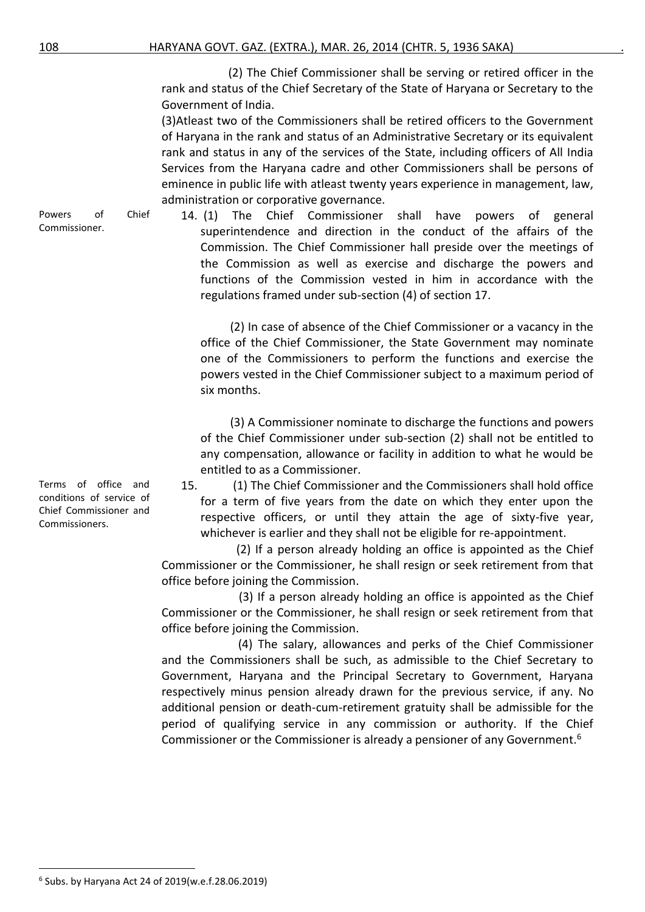(2) The Chief Commissioner shall be serving or retired officer in the rank and status of the Chief Secretary of the State of Haryana or Secretary to the Government of India.

(3)Atleast two of the Commissioners shall be retired officers to the Government of Haryana in the rank and status of an Administrative Secretary or its equivalent rank and status in any of the services of the State, including officers of All India Services from the Haryana cadre and other Commissioners shall be persons of eminence in public life with atleast twenty years experience in management, law, administration or corporative governance.

Powers of Chief Commissioner.

14. (1) The Chief Commissioner shall have powers of general superintendence and direction in the conduct of the affairs of the Commission. The Chief Commissioner hall preside over the meetings of the Commission as well as exercise and discharge the powers and functions of the Commission vested in him in accordance with the regulations framed under sub-section (4) of section 17.

(2) In case of absence of the Chief Commissioner or a vacancy in the office of the Chief Commissioner, the State Government may nominate one of the Commissioners to perform the functions and exercise the powers vested in the Chief Commissioner subject to a maximum period of six months.

(3) A Commissioner nominate to discharge the functions and powers of the Chief Commissioner under sub-section (2) shall not be entitled to any compensation, allowance or facility in addition to what he would be entitled to as a Commissioner.

Terms of office and conditions of service of Chief Commissioner and Commissioners.

15. (1) The Chief Commissioner and the Commissioners shall hold office for a term of five years from the date on which they enter upon the respective officers, or until they attain the age of sixty-five year, whichever is earlier and they shall not be eligible for re-appointment.

(2) If a person already holding an office is appointed as the Chief Commissioner or the Commissioner, he shall resign or seek retirement from that office before joining the Commission.

(3) If a person already holding an office is appointed as the Chief Commissioner or the Commissioner, he shall resign or seek retirement from that office before joining the Commission.

(4) The salary, allowances and perks of the Chief Commissioner and the Commissioners shall be such, as admissible to the Chief Secretary to Government, Haryana and the Principal Secretary to Government, Haryana respectively minus pension already drawn for the previous service, if any. No additional pension or death-cum-retirement gratuity shall be admissible for the period of qualifying service in any commission or authority. If the Chief Commissioner or the Commissioner is already a pensioner of any Government.[6]

[6] Subs. by Haryana Act 24 of 2019(w.e.f.28.06.2019)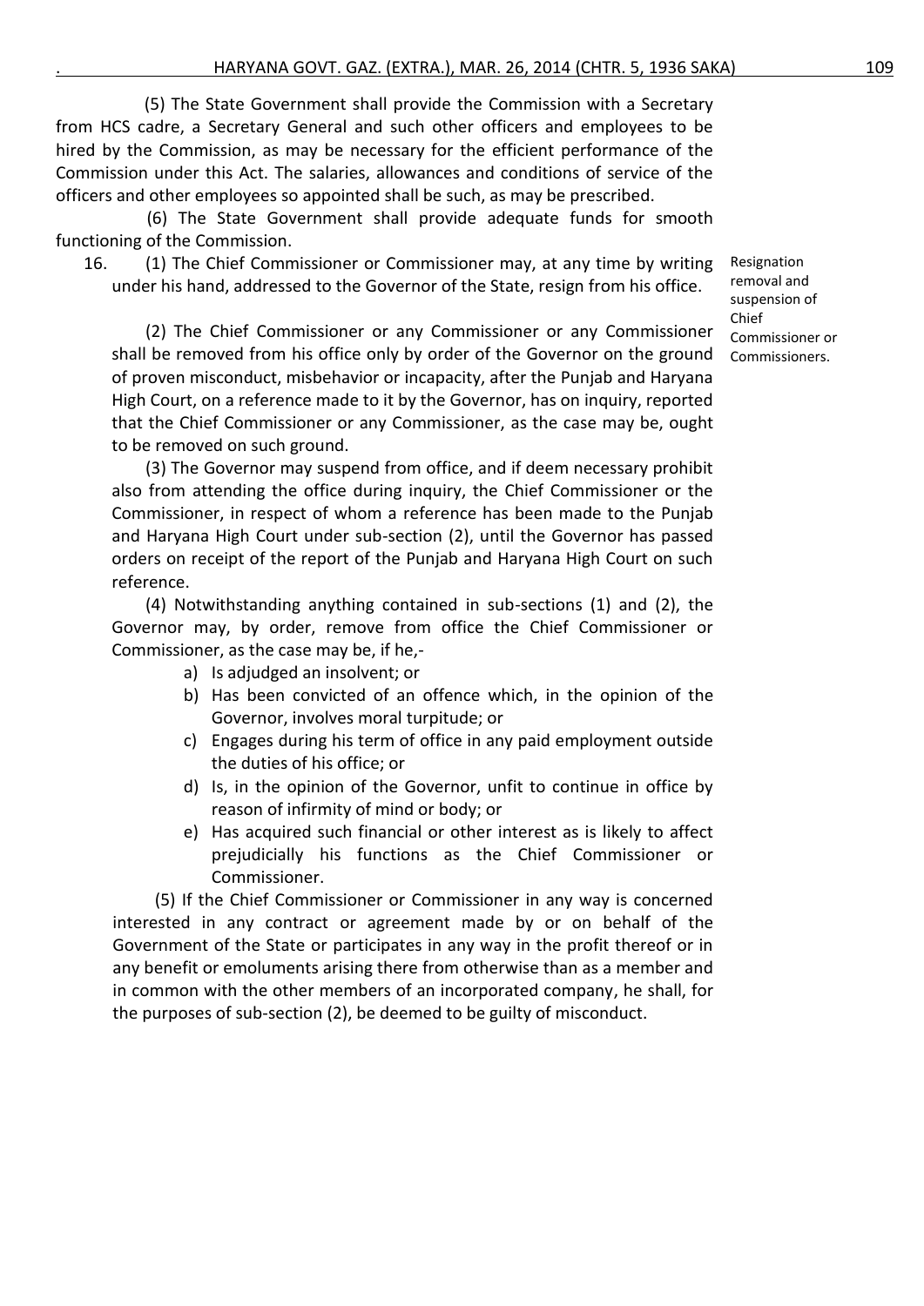(5) The State Government shall provide the Commission with a Secretary from HCS cadre, a Secretary General and such other officers and employees to be hired by the Commission, as may be necessary for the efficient performance of the Commission under this Act. The salaries, allowances and conditions of service of the officers and other employees so appointed shall be such, as may be prescribed.

(6) The State Government shall provide adequate funds for smooth functioning of the Commission.

Resignation removal and suspension of Chief Commissioner or Commissioners.

16. (1) The Chief Commissioner or Commissioner may, at any time by writing under his hand, addressed to the Governor of the State, resign from his office.

(2) The Chief Commissioner or any Commissioner or any Commissioner shall be removed from his office only by order of the Governor on the ground of proven misconduct, misbehavior or incapacity, after the Punjab and Haryana High Court, on a reference made to it by the Governor, has on inquiry, reported that the Chief Commissioner or any Commissioner, as the case may be, ought to be removed on such ground.

(3) The Governor may suspend from office, and if deem necessary prohibit also from attending the office during inquiry, the Chief Commissioner or the Commissioner, in respect of whom a reference has been made to the Punjab and Haryana High Court under sub-section (2), until the Governor has passed orders on receipt of the report of the Punjab and Haryana High Court on such reference.

(4) Notwithstanding anything contained in sub-sections (1) and (2), the Governor may, by order, remove from office the Chief Commissioner or Commissioner, as the case may be, if he,-

a) Is adjudged an insolvent; or
b) Has been convicted of an offence which, in the opinion of the Governor, involves moral turpitude; or
c) Engages during his term of office in any paid employment outside the duties of his office; or
d) Is, in the opinion of the Governor, unfit to continue in office by reason of infirmity of mind or body; or
e) Has acquired such financial or other interest as is likely to affect prejudicially his functions as the Chief Commissioner or Commissioner.

(5) If the Chief Commissioner or Commissioner in any way is concerned interested in any contract or agreement made by or on behalf of the Government of the State or participates in any way in the profit thereof or in any benefit or emoluments arising there from otherwise than as a member and in common with the other members of an incorporated company, he shall, for the purposes of sub-section (2), be deemed to be guilty of misconduct.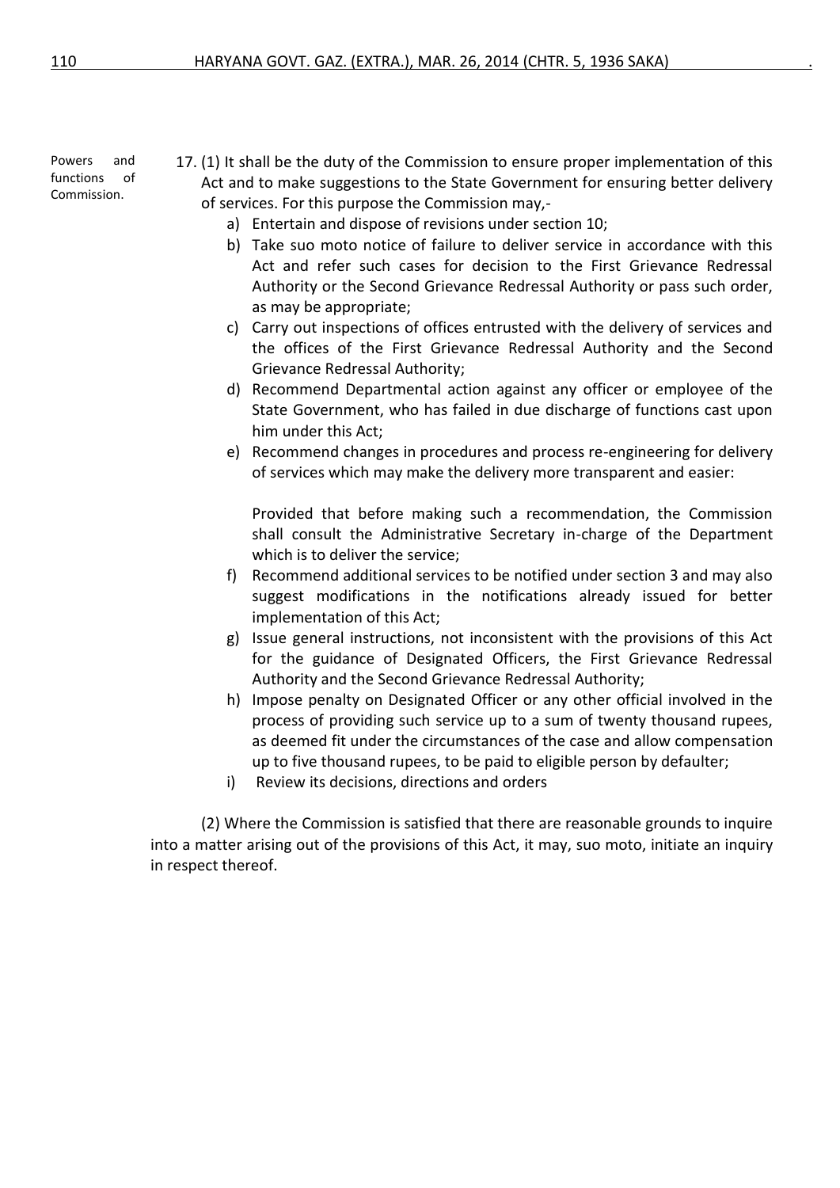Powers and functions of Commission.

17. (1) It shall be the duty of the Commission to ensure proper implementation of this Act and to make suggestions to the State Government for ensuring better delivery of services. For this purpose the Commission may,-

a) Entertain and dispose of revisions under section 10;

b) Take suo moto notice of failure to deliver service in accordance with this Act and refer such cases for decision to the First Grievance Redressal Authority or the Second Grievance Redressal Authority or pass such order, as may be appropriate;

c) Carry out inspections of offices entrusted with the delivery of services and the offices of the First Grievance Redressal Authority and the Second Grievance Redressal Authority;

d) Recommend Departmental action against any officer or employee of the State Government, who has failed in due discharge of functions cast upon him under this Act;

e) Recommend changes in procedures and process re-engineering for delivery of services which may make the delivery more transparent and easier:

Provided that before making such a recommendation, the Commission shall consult the Administrative Secretary in-charge of the Department which is to deliver the service;

f) Recommend additional services to be notified under section 3 and may also suggest modifications in the notifications already issued for better implementation of this Act;

g) Issue general instructions, not inconsistent with the provisions of this Act for the guidance of Designated Officers, the First Grievance Redressal Authority and the Second Grievance Redressal Authority;

h) Impose penalty on Designated Officer or any other official involved in the process of providing such service up to a sum of twenty thousand rupees, as deemed fit under the circumstances of the case and allow compensation up to five thousand rupees, to be paid to eligible person by defaulter;

i) Review its decisions, directions and orders

(2) Where the Commission is satisfied that there are reasonable grounds to inquire into a matter arising out of the provisions of this Act, it may, suo moto, initiate an inquiry in respect thereof.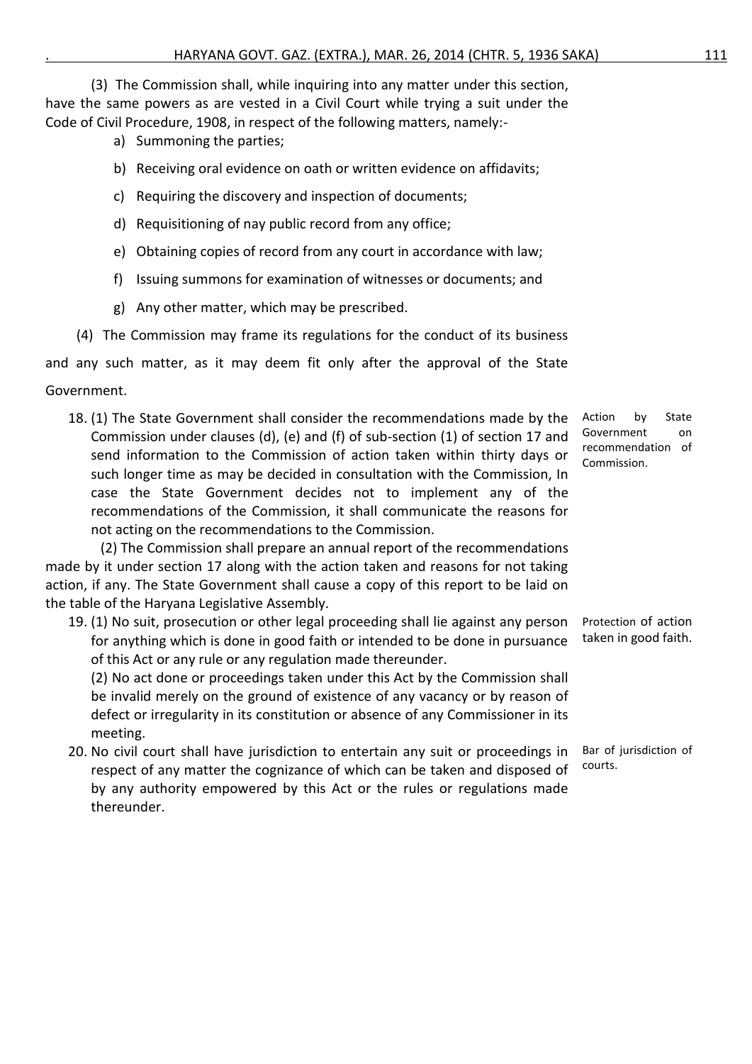(3) The Commission shall, while inquiring into any matter under this section, have the same powers as are vested in a Civil Court while trying a suit under the Code of Civil Procedure, 1908, in respect of the following matters, namely:-

a) Summoning the parties;

b) Receiving oral evidence on oath or written evidence on affidavits;

c) Requiring the discovery and inspection of documents;

d) Requisitioning of nay public record from any office;

e) Obtaining copies of record from any court in accordance with law;

f) Issuing summons for examination of witnesses or documents; and

g) Any other matter, which may be prescribed.

(4) The Commission may frame its regulations for the conduct of its business and any such matter, as it may deem fit only after the approval of the State Government.

**Action by State Government on recommendation of Commission.**

18. (1) The State Government shall consider the recommendations made by the Commission under clauses (d), (e) and (f) of sub-section (1) of section 17 and send information to the Commission of action taken within thirty days or such longer time as may be decided in consultation with the Commission, In case the State Government decides not to implement any of the recommendations of the Commission, it shall communicate the reasons for not acting on the recommendations to the Commission.

(2) The Commission shall prepare an annual report of the recommendations made by it under section 17 along with the action taken and reasons for not taking action, if any. The State Government shall cause a copy of this report to be laid on the table of the Haryana Legislative Assembly.

**Protection of action taken in good faith.**

19. (1) No suit, prosecution or other legal proceeding shall lie against any person for anything which is done in good faith or intended to be done in pursuance of this Act or any rule or any regulation made thereunder.

(2) No act done or proceedings taken under this Act by the Commission shall be invalid merely on the ground of existence of any vacancy or by reason of defect or irregularity in its constitution or absence of any Commissioner in its meeting.

**Bar of jurisdiction of courts.**

20. No civil court shall have jurisdiction to entertain any suit or proceedings in respect of any matter the cognizance of which can be taken and disposed of by any authority empowered by this Act or the rules or regulations made thereunder.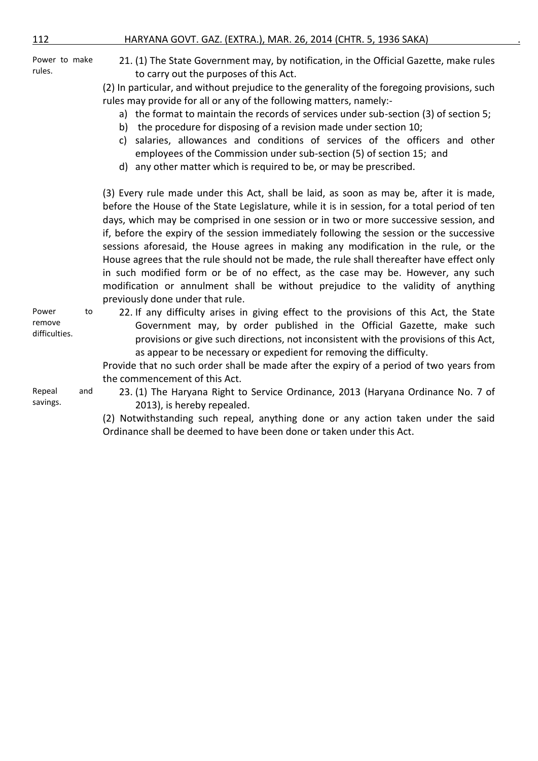**Power to make rules.**

21. (1) The State Government may, by notification, in the Official Gazette, make rules to carry out the purposes of this Act.

(2) In particular, and without prejudice to the generality of the foregoing provisions, such rules may provide for all or any of the following matters, namely:-

a) the format to maintain the records of services under sub-section (3) of section 5;
b) the procedure for disposing of a revision made under section 10;
c) salaries, allowances and conditions of services of the officers and other employees of the Commission under sub-section (5) of section 15; and
d) any other matter which is required to be, or may be prescribed.

(3) Every rule made under this Act, shall be laid, as soon as may be, after it is made, before the House of the State Legislature, while it is in session, for a total period of ten days, which may be comprised in one session or in two or more successive session, and if, before the expiry of the session immediately following the session or the successive sessions aforesaid, the House agrees in making any modification in the rule, or the House agrees that the rule should not be made, the rule shall thereafter have effect only in such modified form or be of no effect, as the case may be. However, any such modification or annulment shall be without prejudice to the validity of anything previously done under that rule.

**Power to remove difficulties.**

22. If any difficulty arises in giving effect to the provisions of this Act, the State Government may, by order published in the Official Gazette, make such provisions or give such directions, not inconsistent with the provisions of this Act, as appear to be necessary or expedient for removing the difficulty.

Provide that no such order shall be made after the expiry of a period of two years from the commencement of this Act.

**Repeal and savings.**

23. (1) The Haryana Right to Service Ordinance, 2013 (Haryana Ordinance No. 7 of 2013), is hereby repealed.

(2) Notwithstanding such repeal, anything done or any action taken under the said Ordinance shall be deemed to have been done or taken under this Act.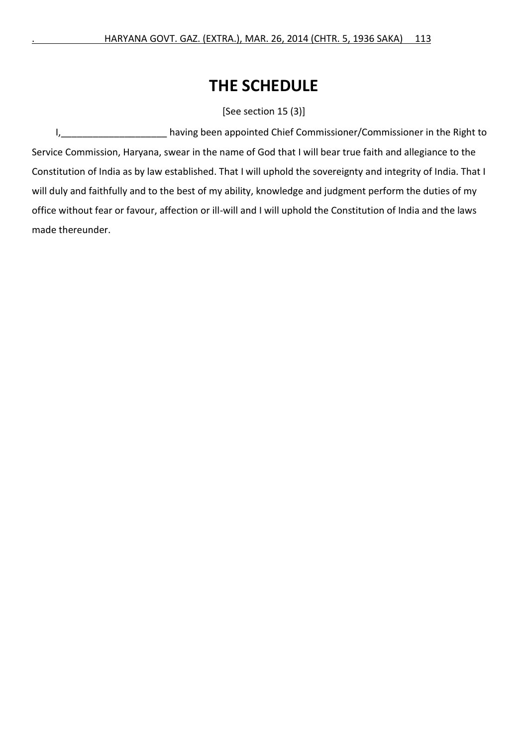# THE SCHEDULE

[See section 15 (3)]

I,____________________ having been appointed Chief Commissioner/Commissioner in the Right to Service Commission, Haryana, swear in the name of God that I will bear true faith and allegiance to the Constitution of India as by law established. That I will uphold the sovereignty and integrity of India. That I will duly and faithfully and to the best of my ability, knowledge and judgment perform the duties of my office without fear or favour, affection or ill-will and I will uphold the Constitution of India and the laws made thereunder.